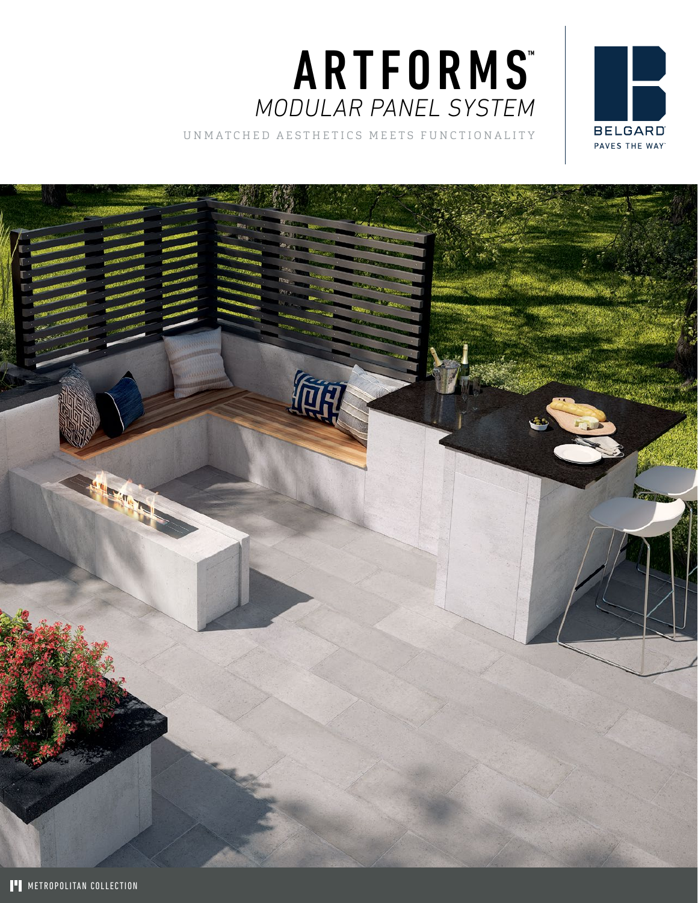# ARTFORMS™

## *MODULAR PANEL SYSTEM*

UNMATCHED AESTHETICS MEETS FUNCTIONALITY

BELGARD®
PAVES THE WAY™

METROPOLITAN COLLECTION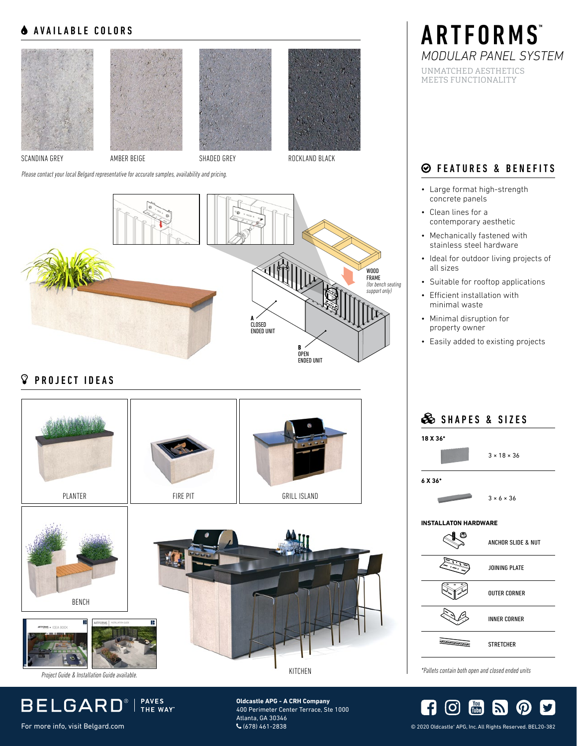# ARTFORMS™

*MODULAR PANEL SYSTEM*

UNMATCHED AESTHETICS MEETS FUNCTIONALITY

## AVAILABLE COLORS

SCANDINA GREY

AMBER BEIGE

SHADED GREY

ROCKLAND BLACK

*Please contact your local Belgard representative for accurate samples, availability and pricing.*

WOOD FRAME *(for bench seating support only)*

A CLOSED ENDED UNIT

B OPEN ENDED UNIT

## FEATURES & BENEFITS

- Large format high-strength concrete panels
- Clean lines for a contemporary aesthetic
- Mechanically fastened with stainless steel hardware
- Ideal for outdoor living projects of all sizes
- Suitable for rooftop applications
- Efficient installation with minimal waste
- Minimal disruption for property owner
- Easily added to existing projects

## PROJECT IDEAS

PLANTER

FIRE PIT

GRILL ISLAND

BENCH

KITCHEN

*Project Guide & Installation Guide available.*

## SHAPES & SIZES

**18 X 36\***

3 × 18 × 36

**6 X 36\***

3 × 6 × 36

**INSTALLATON HARDWARE**

ANCHOR SLIDE & NUT

JOINING PLATE

OUTER CORNER

INNER CORNER

STRETCHER

*\*Pallets contain both open and closed ended units*

BELGARD® | PAVES THE WAY®

For more info, visit Belgard.com

**Oldcastle APG - A CRH Company**
400 Perimeter Center Terrace, Ste 1000
Atlanta, GA 30346
(678) 461-2838

© 2020 Oldcastle® APG, Inc. All Rights Reserved. BEL20-382